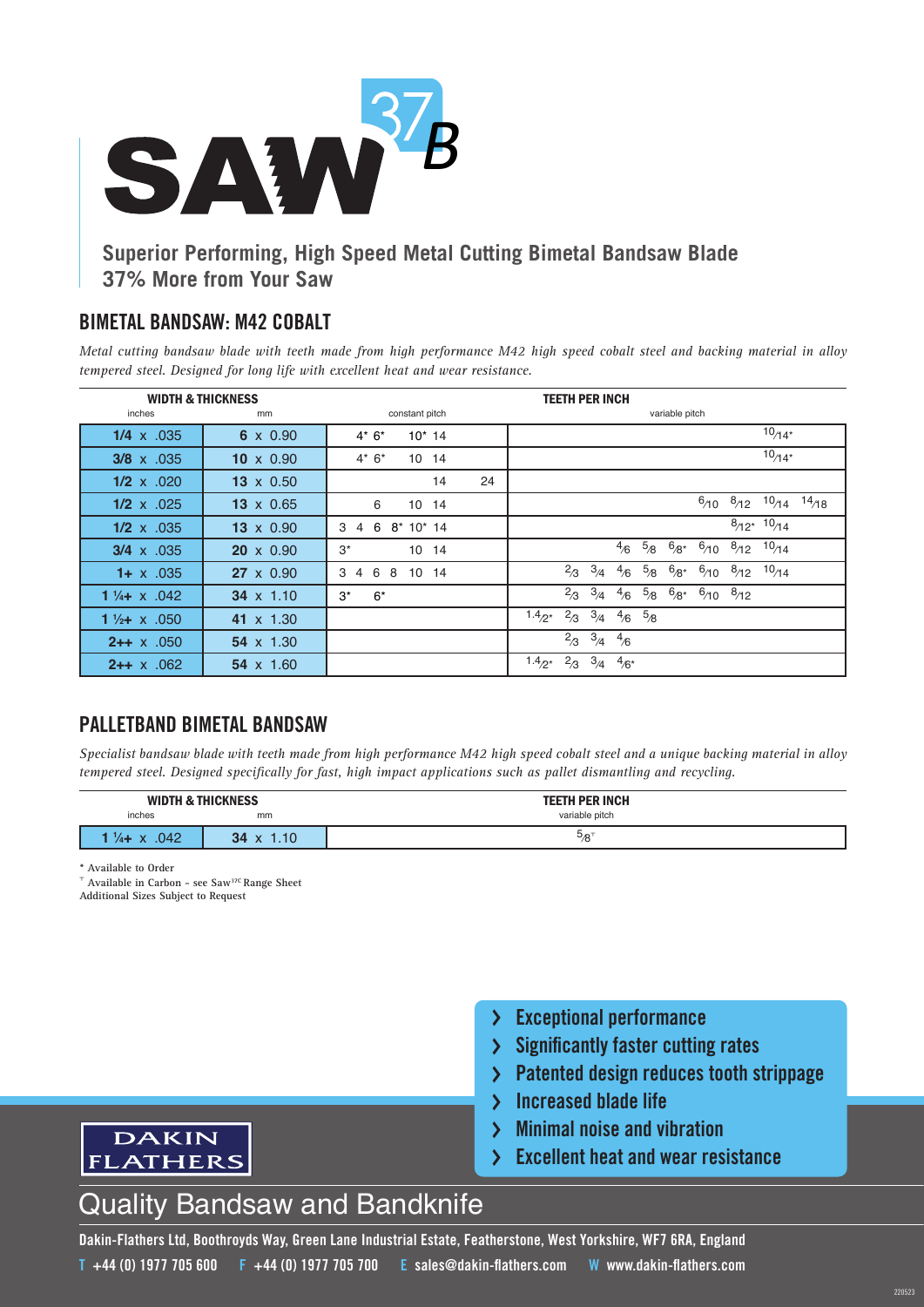# SAW 37B

**Superior Performing, High Speed Metal Cutting Bimetal Bandsaw Blade**
**37% More from Your Saw**

## BIMETAL BANDSAW: M42 COBALT

*Metal cutting bandsaw blade with teeth made from high performance M42 high speed cobalt steel and backing material in alloy tempered steel. Designed for long life with excellent heat and wear resistance.*

| WIDTH & THICKNESS | | TEETH PER INCH | |
|---|---|---|---|
| inches | mm | constant pitch | variable pitch |
| **1/4** x .035 | **6** x 0.90 | 4* 6* 10* 14 | 10/14* |
| **3/8** x .035 | **10** x 0.90 | 4* 6* 10 14 | 10/14* |
| **1/2** x .020 | **13** x 0.50 | 14 24 | |
| **1/2** x .025 | **13** x 0.65 | 6 10 14 | 6/10 8/12 10/14 14/18 |
| **1/2** x .035 | **13** x 0.90 | 3 4 6 8* 10* 14 | 8/12* 10/14 |
| **3/4** x .035 | **20** x 0.90 | 3* 10 14 | 4/6 5/8 6/8* 6/10 8/12 10/14 |
| **1+** x .035 | **27** x 0.90 | 3 4 6 8 10 14 | 2/3 3/4 4/6 5/8 6/8* 6/10 8/12 10/14 |
| **1 ¼+** x .042 | **34** x 1.10 | 3* 6* | 2/3 3/4 4/6 5/8 6/8* 6/10 8/12 |
| **1 ½+** x .050 | **41** x 1.30 | | 1.4/2* 2/3 3/4 4/6 5/8 |
| **2++** x .050 | **54** x 1.30 | | 2/3 3/4 4/6 |
| **2++** x .062 | **54** x 1.60 | | 1.4/2* 2/3 3/4 4/6* |

## PALLETBAND BIMETAL BANDSAW

*Specialist bandsaw blade with teeth made from high performance M42 high speed cobalt steel and a unique backing material in alloy tempered steel. Designed specifically for fast, high impact applications such as pallet dismantling and recycling.*

| WIDTH & THICKNESS | | TEETH PER INCH |
|---|---|---|
| inches | mm | variable pitch |
| **1 ¼+** x .042 | **34** x 1.10 | 5/8† |

\* Available to Order
† Available in Carbon - see Saw[37C] Range Sheet
Additional Sizes Subject to Request

- Exceptional performance
- Significantly faster cutting rates
- Patented design reduces tooth strippage
- Increased blade life
- Minimal noise and vibration
- Excellent heat and wear resistance

DAKIN FLATHERS

Quality Bandsaw and Bandknife

Dakin-Flathers Ltd, Boothroyds Way, Green Lane Industrial Estate, Featherstone, West Yorkshire, WF7 6RA, England
T +44 (0) 1977 705 600 F +44 (0) 1977 705 700 E sales@dakin-flathers.com W www.dakin-flathers.com

220523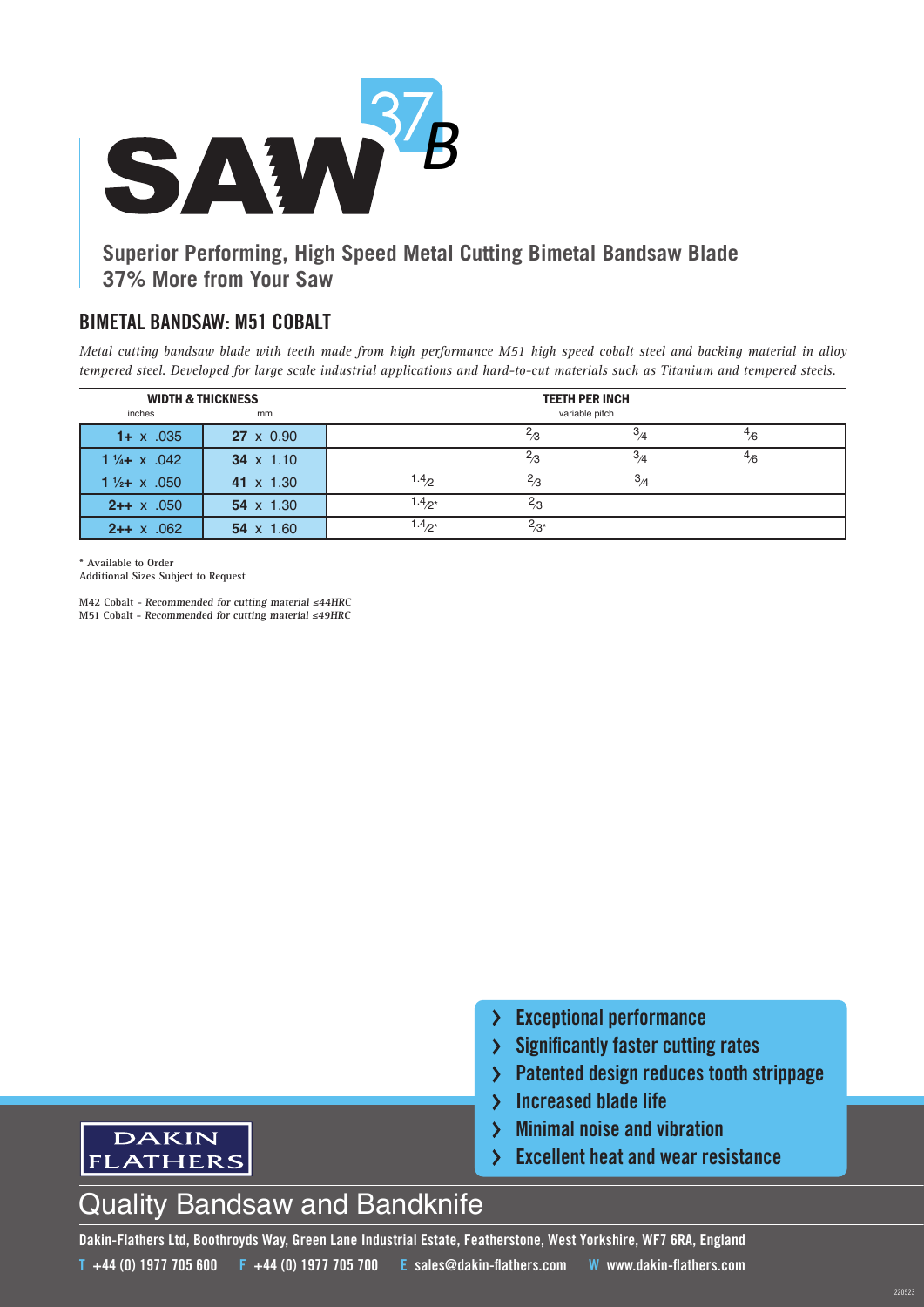# SAW 37B

**Superior Performing, High Speed Metal Cutting Bimetal Bandsaw Blade**
**37% More from Your Saw**

## BIMETAL BANDSAW: M51 COBALT

*Metal cutting bandsaw blade with teeth made from high performance M51 high speed cobalt steel and backing material in alloy tempered steel. Developed for large scale industrial applications and hard-to-cut materials such as Titanium and tempered steels.*

| WIDTH & THICKNESS | | TEETH PER INCH variable pitch | | | |
|---|---|---|---|---|---|
| inches | mm | | | | |
| **1+** x .035 | **27** x 0.90 | | 2/3 | 3/4 | 4/6 |
| **1 ¼+** x .042 | **34** x 1.10 | | 2/3 | 3/4 | 4/6 |
| **1 ½+** x .050 | **41** x 1.30 | 1.4/2 | 2/3 | 3/4 | |
| **2++** x .050 | **54** x 1.30 | 1.4/2* | 2/3 | | |
| **2++** x .062 | **54** x 1.60 | 1.4/2* | 2/3* | | |

\* Available to Order
Additional Sizes Subject to Request

M42 Cobalt – *Recommended for cutting material ≤44HRC*
M51 Cobalt – *Recommended for cutting material ≤49HRC*

- Exceptional performance
- Significantly faster cutting rates
- Patented design reduces tooth strippage
- Increased blade life
- Minimal noise and vibration
- Excellent heat and wear resistance

DAKIN FLATHERS

Quality Bandsaw and Bandknife

**Dakin-Flathers Ltd, Boothroyds Way, Green Lane Industrial Estate, Featherstone, West Yorkshire, WF7 6RA, England**

**T** +44 (0) 1977 705 600 **F** +44 (0) 1977 705 700 **E** sales@dakin-flathers.com **W** www.dakin-flathers.com